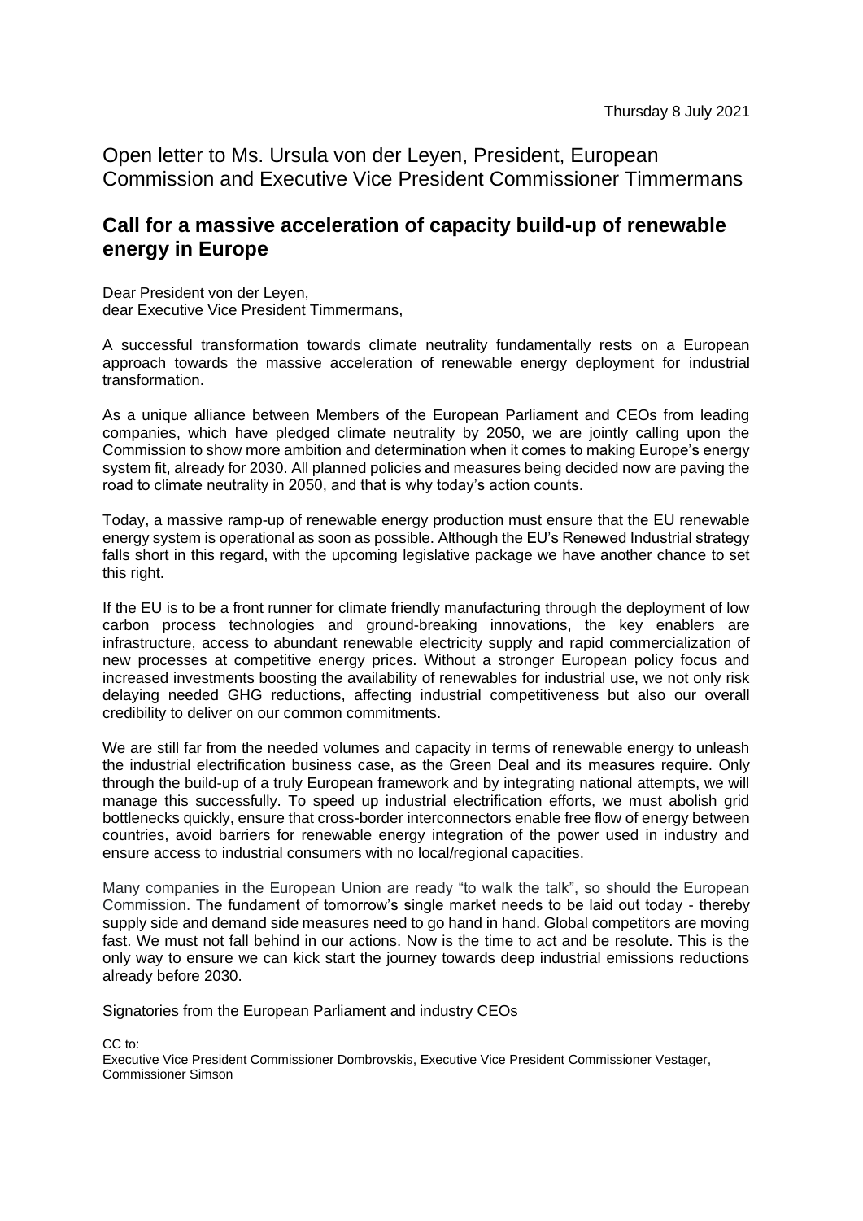Thursday 8 July 2021

# Open letter to Ms. Ursula von der Leyen, President, European Commission and Executive Vice President Commissioner Timmermans

## Call for a massive acceleration of capacity build-up of renewable energy in Europe

Dear President von der Leyen,
dear Executive Vice President Timmermans,

A successful transformation towards climate neutrality fundamentally rests on a European approach towards the massive acceleration of renewable energy deployment for industrial transformation.

As a unique alliance between Members of the European Parliament and CEOs from leading companies, which have pledged climate neutrality by 2050, we are jointly calling upon the Commission to show more ambition and determination when it comes to making Europe's energy system fit, already for 2030. All planned policies and measures being decided now are paving the road to climate neutrality in 2050, and that is why today's action counts.

Today, a massive ramp-up of renewable energy production must ensure that the EU renewable energy system is operational as soon as possible. Although the EU's Renewed Industrial strategy falls short in this regard, with the upcoming legislative package we have another chance to set this right.

If the EU is to be a front runner for climate friendly manufacturing through the deployment of low carbon process technologies and ground-breaking innovations, the key enablers are infrastructure, access to abundant renewable electricity supply and rapid commercialization of new processes at competitive energy prices. Without a stronger European policy focus and increased investments boosting the availability of renewables for industrial use, we not only risk delaying needed GHG reductions, affecting industrial competitiveness but also our overall credibility to deliver on our common commitments.

We are still far from the needed volumes and capacity in terms of renewable energy to unleash the industrial electrification business case, as the Green Deal and its measures require. Only through the build-up of a truly European framework and by integrating national attempts, we will manage this successfully. To speed up industrial electrification efforts, we must abolish grid bottlenecks quickly, ensure that cross-border interconnectors enable free flow of energy between countries, avoid barriers for renewable energy integration of the power used in industry and ensure access to industrial consumers with no local/regional capacities.

Many companies in the European Union are ready "to walk the talk", so should the European Commission. The fundament of tomorrow's single market needs to be laid out today - thereby supply side and demand side measures need to go hand in hand. Global competitors are moving fast. We must not fall behind in our actions. Now is the time to act and be resolute. This is the only way to ensure we can kick start the journey towards deep industrial emissions reductions already before 2030.

Signatories from the European Parliament and industry CEOs

CC to:
Executive Vice President Commissioner Dombrovskis, Executive Vice President Commissioner Vestager, Commissioner Simson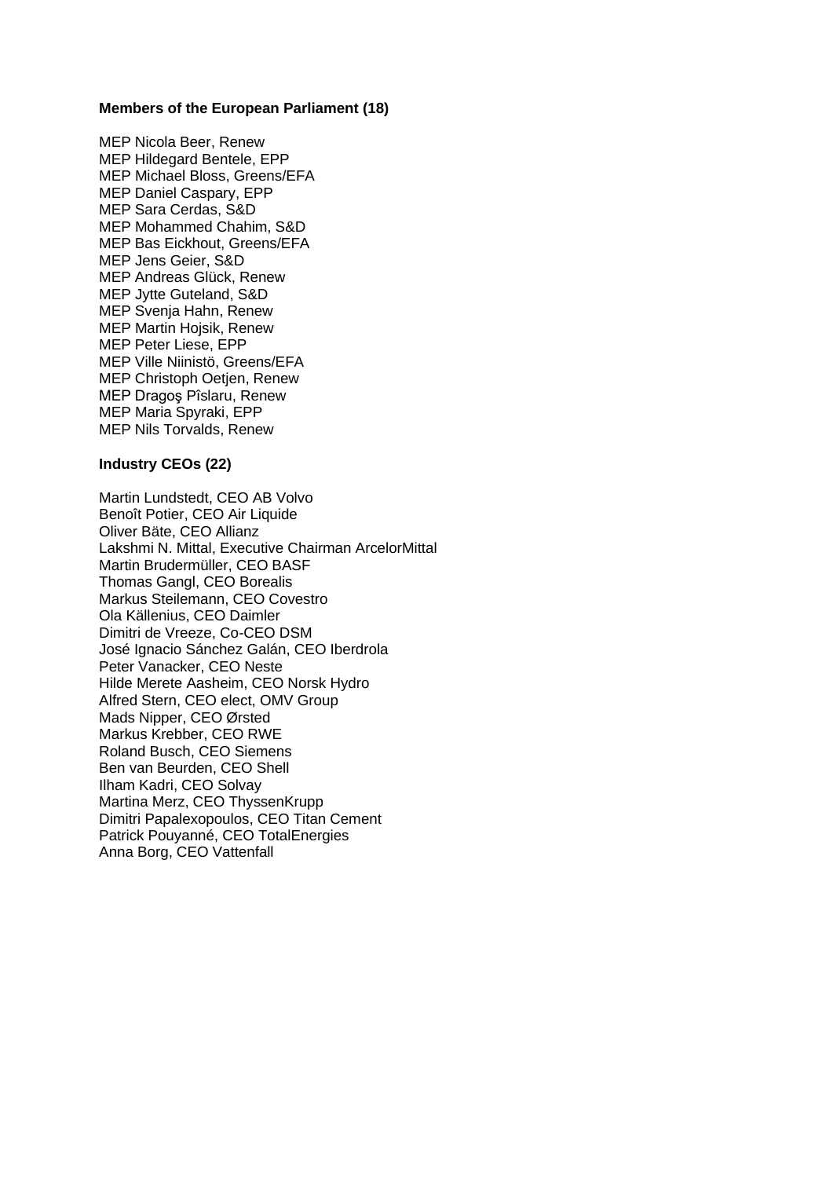**Members of the European Parliament (18)**

MEP Nicola Beer, Renew
MEP Hildegard Bentele, EPP
MEP Michael Bloss, Greens/EFA
MEP Daniel Caspary, EPP
MEP Sara Cerdas, S&D
MEP Mohammed Chahim, S&D
MEP Bas Eickhout, Greens/EFA
MEP Jens Geier, S&D
MEP Andreas Glück, Renew
MEP Jytte Guteland, S&D
MEP Svenja Hahn, Renew
MEP Martin Hojsik, Renew
MEP Peter Liese, EPP
MEP Ville Niinistö, Greens/EFA
MEP Christoph Oetjen, Renew
MEP Dragoş Pîslaru, Renew
MEP Maria Spyraki, EPP
MEP Nils Torvalds, Renew

**Industry CEOs (22)**

Martin Lundstedt, CEO AB Volvo
Benoît Potier, CEO Air Liquide
Oliver Bäte, CEO Allianz
Lakshmi N. Mittal, Executive Chairman ArcelorMittal
Martin Brudermüller, CEO BASF
Thomas Gangl, CEO Borealis
Markus Steilemann, CEO Covestro
Ola Källenius, CEO Daimler
Dimitri de Vreeze, Co-CEO DSM
José Ignacio Sánchez Galán, CEO Iberdrola
Peter Vanacker, CEO Neste
Hilde Merete Aasheim, CEO Norsk Hydro
Alfred Stern, CEO elect, OMV Group
Mads Nipper, CEO Ørsted
Markus Krebber, CEO RWE
Roland Busch, CEO Siemens
Ben van Beurden, CEO Shell
Ilham Kadri, CEO Solvay
Martina Merz, CEO ThyssenKrupp
Dimitri Papalexopoulos, CEO Titan Cement
Patrick Pouyanné, CEO TotalEnergies
Anna Borg, CEO Vattenfall